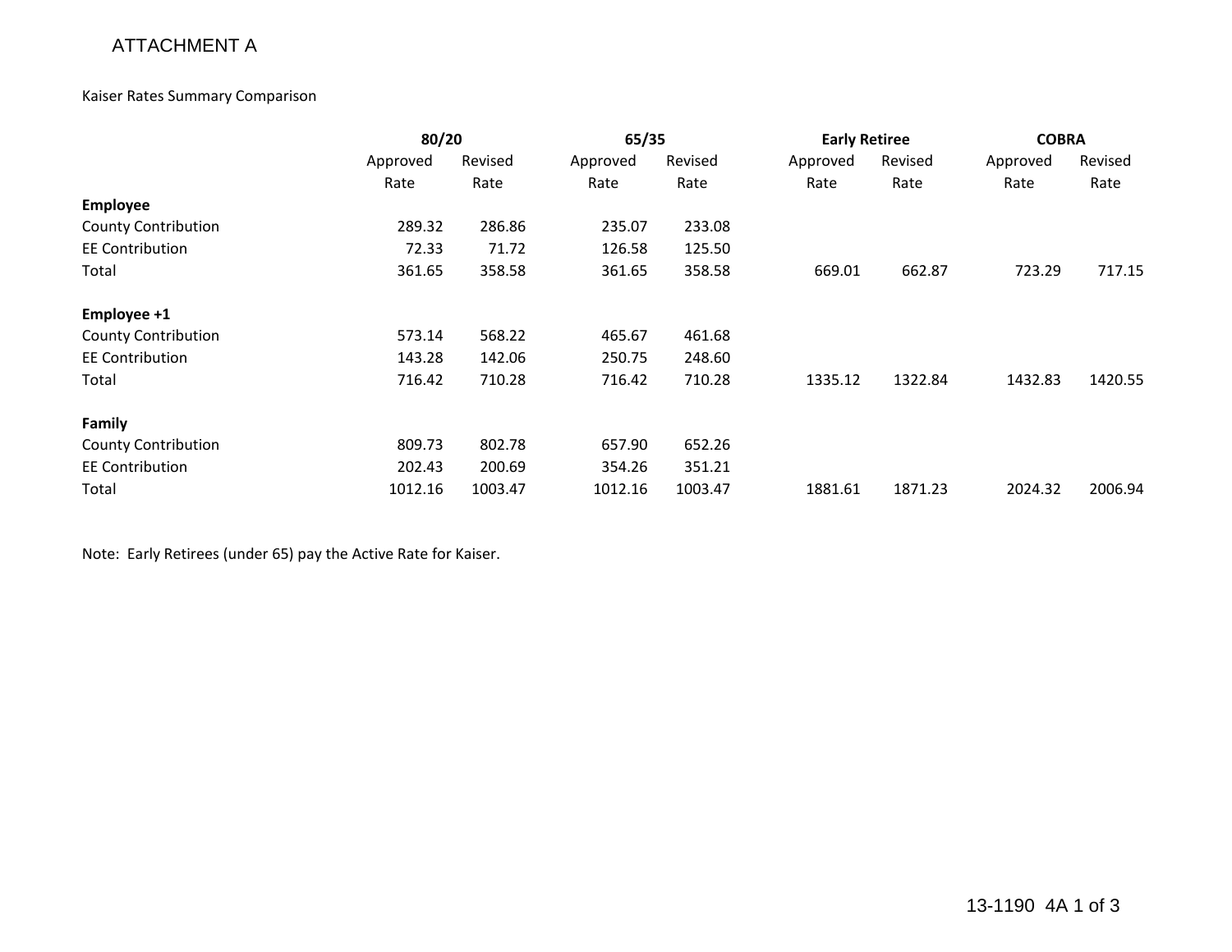ATTACHMENT A

Kaiser Rates Summary Comparison

| | 80/20 | | 65/35 | | Early Retiree | | COBRA | |
|---|---|---|---|---|---|---|---|---|
| | Approved Rate | Revised Rate | Approved Rate | Revised Rate | Approved Rate | Revised Rate | Approved Rate | Revised Rate |
| **Employee** | | | | | | | | |
| County Contribution | 289.32 | 286.86 | 235.07 | 233.08 | | | | |
| EE Contribution | 72.33 | 71.72 | 126.58 | 125.50 | | | | |
| Total | 361.65 | 358.58 | 361.65 | 358.58 | 669.01 | 662.87 | 723.29 | 717.15 |
| **Employee +1** | | | | | | | | |
| County Contribution | 573.14 | 568.22 | 465.67 | 461.68 | | | | |
| EE Contribution | 143.28 | 142.06 | 250.75 | 248.60 | | | | |
| Total | 716.42 | 710.28 | 716.42 | 710.28 | 1335.12 | 1322.84 | 1432.83 | 1420.55 |
| **Family** | | | | | | | | |
| County Contribution | 809.73 | 802.78 | 657.90 | 652.26 | | | | |
| EE Contribution | 202.43 | 200.69 | 354.26 | 351.21 | | | | |
| Total | 1012.16 | 1003.47 | 1012.16 | 1003.47 | 1881.61 | 1871.23 | 2024.32 | 2006.94 |

Note: Early Retirees (under 65) pay the Active Rate for Kaiser.

13-1190 4A 1 of 3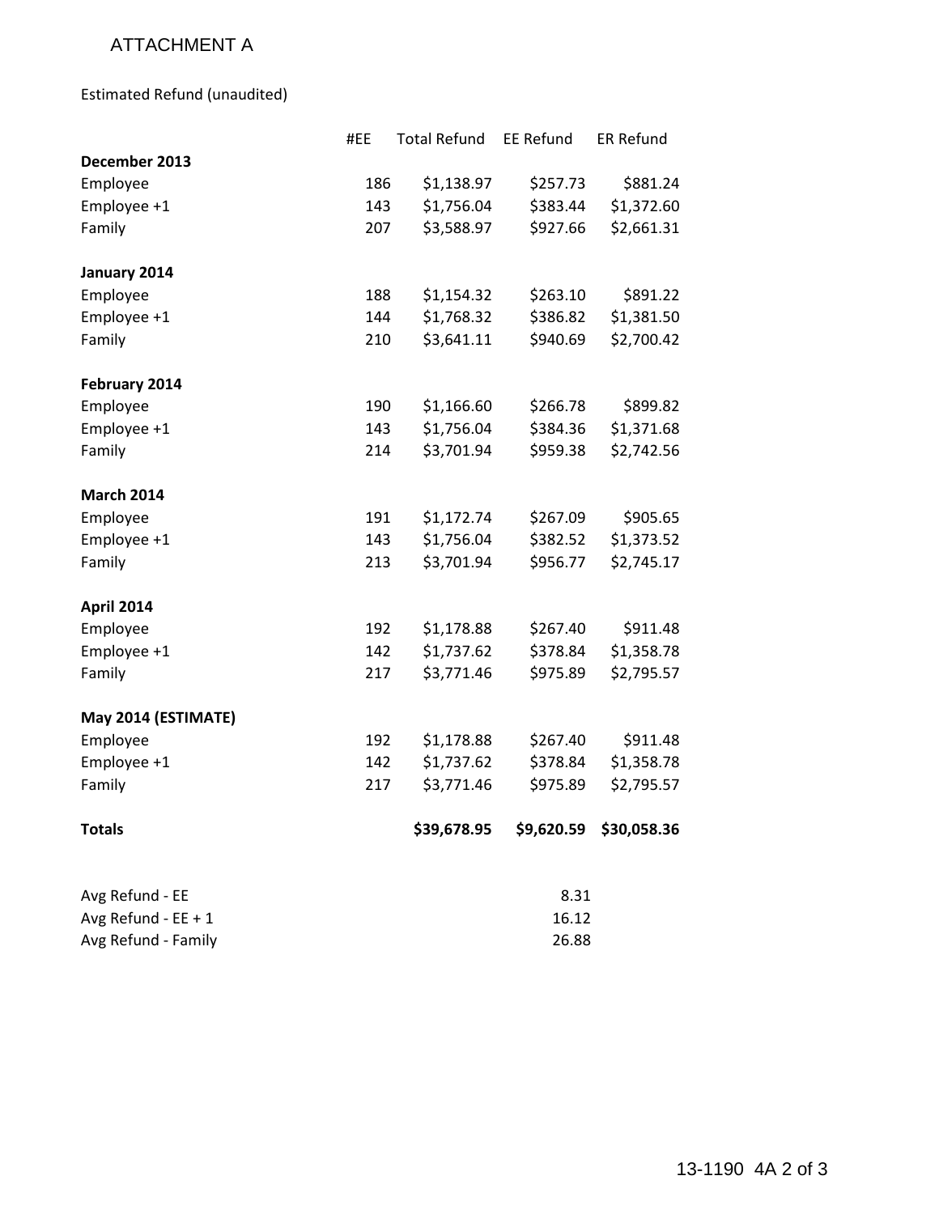# ATTACHMENT A

Estimated Refund (unaudited)

| | #EE | Total Refund | EE Refund | ER Refund |
|---|---|---|---|---|
| **December 2013** | | | | |
| Employee | 186 | $1,138.97 | $257.73 | $881.24 |
| Employee +1 | 143 | $1,756.04 | $383.44 | $1,372.60 |
| Family | 207 | $3,588.97 | $927.66 | $2,661.31 |
| **January 2014** | | | | |
| Employee | 188 | $1,154.32 | $263.10 | $891.22 |
| Employee +1 | 144 | $1,768.32 | $386.82 | $1,381.50 |
| Family | 210 | $3,641.11 | $940.69 | $2,700.42 |
| **February 2014** | | | | |
| Employee | 190 | $1,166.60 | $266.78 | $899.82 |
| Employee +1 | 143 | $1,756.04 | $384.36 | $1,371.68 |
| Family | 214 | $3,701.94 | $959.38 | $2,742.56 |
| **March 2014** | | | | |
| Employee | 191 | $1,172.74 | $267.09 | $905.65 |
| Employee +1 | 143 | $1,756.04 | $382.52 | $1,373.52 |
| Family | 213 | $3,701.94 | $956.77 | $2,745.17 |
| **April 2014** | | | | |
| Employee | 192 | $1,178.88 | $267.40 | $911.48 |
| Employee +1 | 142 | $1,737.62 | $378.84 | $1,358.78 |
| Family | 217 | $3,771.46 | $975.89 | $2,795.57 |
| **May 2014 (ESTIMATE)** | | | | |
| Employee | 192 | $1,178.88 | $267.40 | $911.48 |
| Employee +1 | 142 | $1,737.62 | $378.84 | $1,358.78 |
| Family | 217 | $3,771.46 | $975.89 | $2,795.57 |
| **Totals** | | **$39,678.95** | **$9,620.59** | **$30,058.36** |

| | | | | |
|---|---|---|---|---|
| Avg Refund - EE | | | 8.31 | |
| Avg Refund - EE + 1 | | | 16.12 | |
| Avg Refund - Family | | | 26.88 | |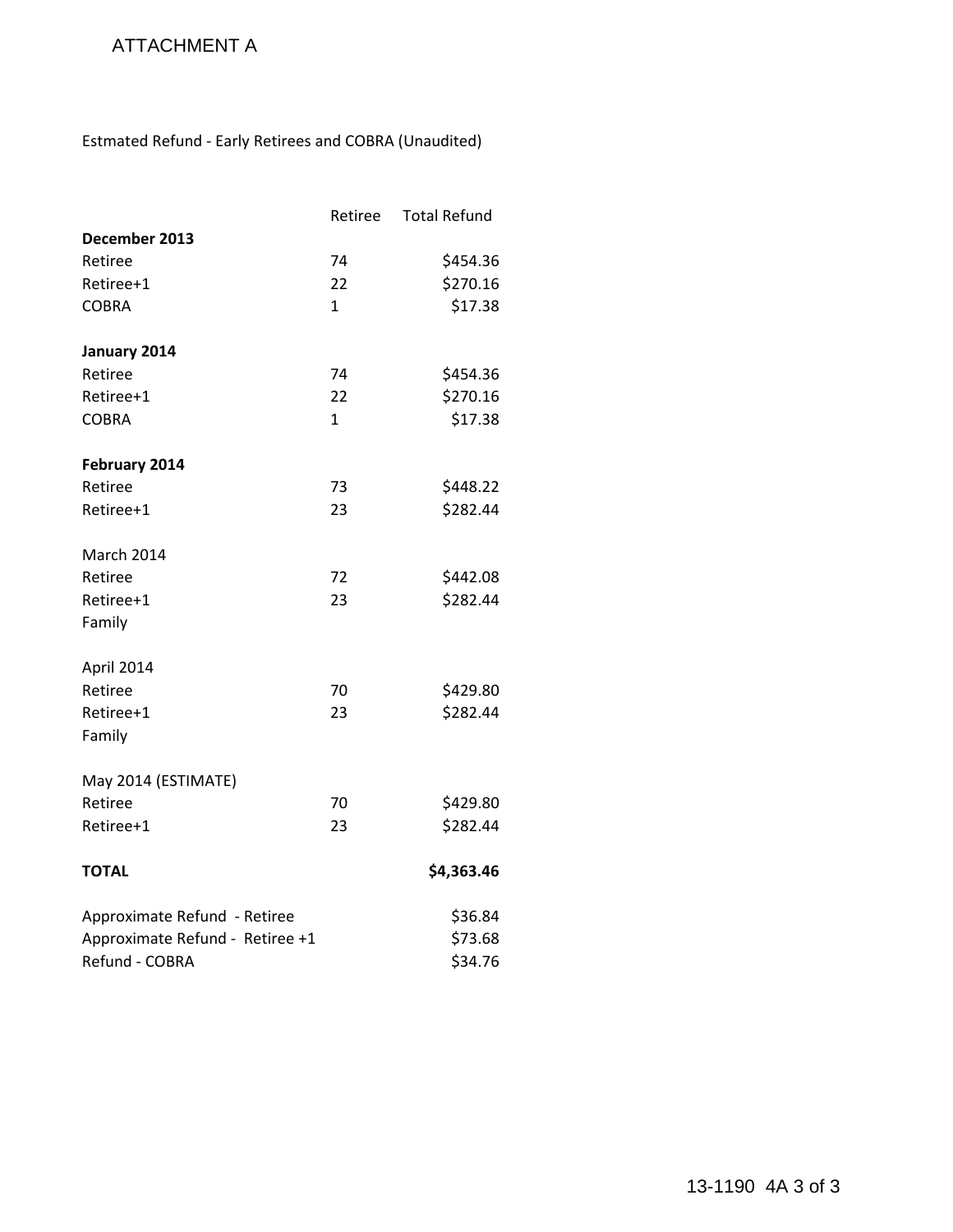ATTACHMENT A

Estmated Refund - Early Retirees and COBRA (Unaudited)

| | Retiree | Total Refund |
|---|---|---|
| **December 2013** | | |
| Retiree | 74 | $454.36 |
| Retiree+1 | 22 | $270.16 |
| COBRA | 1 | $17.38 |
| | | |
| **January 2014** | | |
| Retiree | 74 | $454.36 |
| Retiree+1 | 22 | $270.16 |
| COBRA | 1 | $17.38 |
| | | |
| **February 2014** | | |
| Retiree | 73 | $448.22 |
| Retiree+1 | 23 | $282.44 |
| | | |
| March 2014 | | |
| Retiree | 72 | $442.08 |
| Retiree+1 | 23 | $282.44 |
| Family | | |
| | | |
| April 2014 | | |
| Retiree | 70 | $429.80 |
| Retiree+1 | 23 | $282.44 |
| Family | | |
| | | |
| May 2014 (ESTIMATE) | | |
| Retiree | 70 | $429.80 |
| Retiree+1 | 23 | $282.44 |
| | | |
| **TOTAL** | | **$4,363.46** |
| | | |
| Approximate Refund - Retiree | | $36.84 |
| Approximate Refund - Retiree +1 | | $73.68 |
| Refund - COBRA | | $34.76 |

13-1190 4A 3 of 3